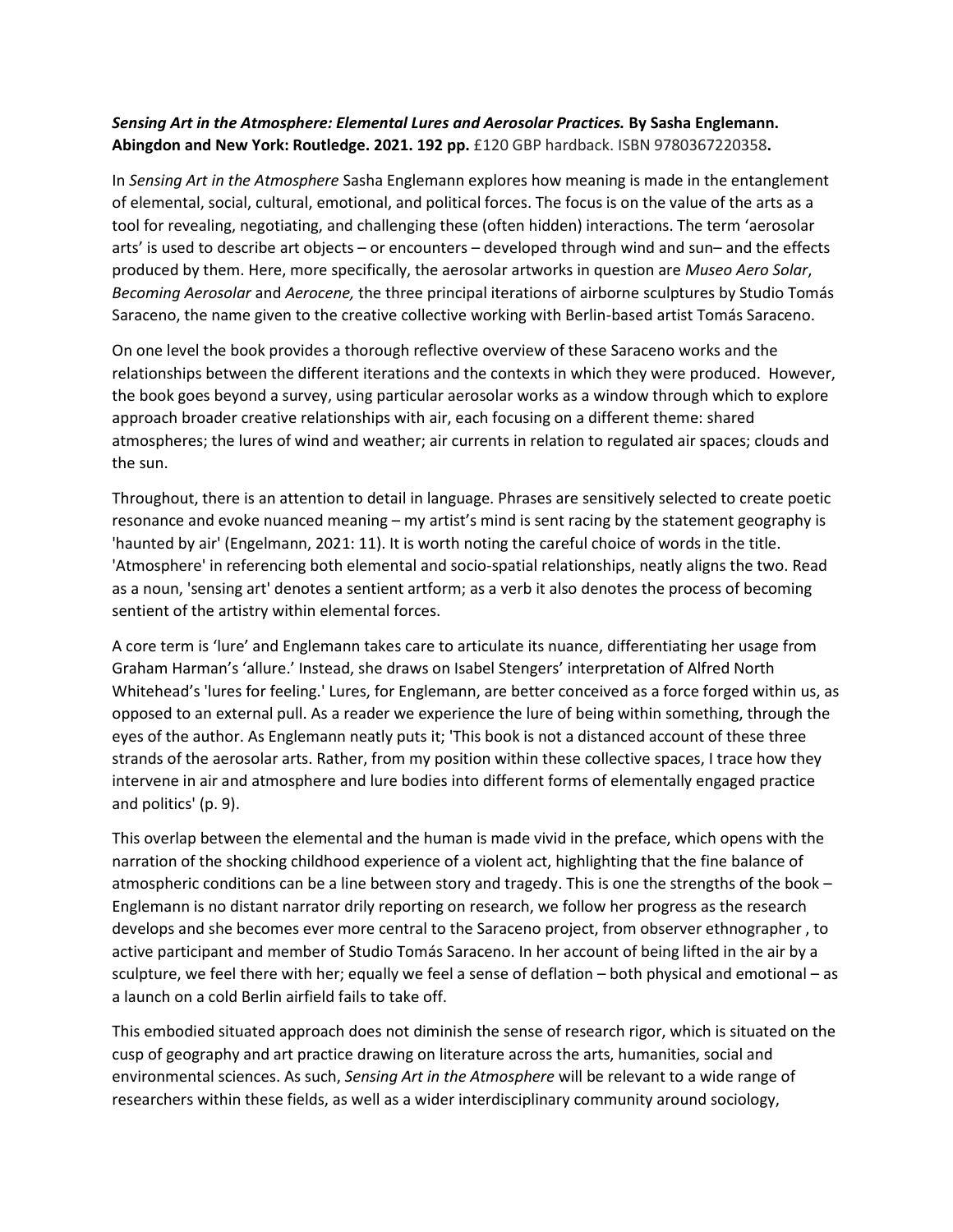***Sensing Art in the Atmosphere: Elemental Lures and Aerosolar Practices.* By Sasha Englemann. Abingdon and New York: Routledge. 2021. 192 pp.** £120 GBP hardback. ISBN 9780367220358**.**

In *Sensing Art in the Atmosphere* Sasha Englemann explores how meaning is made in the entanglement of elemental, social, cultural, emotional, and political forces. The focus is on the value of the arts as a tool for revealing, negotiating, and challenging these (often hidden) interactions. The term 'aerosolar arts' is used to describe art objects – or encounters – developed through wind and sun– and the effects produced by them. Here, more specifically, the aerosolar artworks in question are *Museo Aero Solar*, *Becoming Aerosolar* and *Aerocene,* the three principal iterations of airborne sculptures by Studio Tomás Saraceno, the name given to the creative collective working with Berlin-based artist Tomás Saraceno.

On one level the book provides a thorough reflective overview of these Saraceno works and the relationships between the different iterations and the contexts in which they were produced. However, the book goes beyond a survey, using particular aerosolar works as a window through which to explore approach broader creative relationships with air, each focusing on a different theme: shared atmospheres; the lures of wind and weather; air currents in relation to regulated air spaces; clouds and the sun.

Throughout, there is an attention to detail in language. Phrases are sensitively selected to create poetic resonance and evoke nuanced meaning – my artist's mind is sent racing by the statement geography is 'haunted by air' (Engelmann, 2021: 11). It is worth noting the careful choice of words in the title. 'Atmosphere' in referencing both elemental and socio-spatial relationships, neatly aligns the two. Read as a noun, 'sensing art' denotes a sentient artform; as a verb it also denotes the process of becoming sentient of the artistry within elemental forces.

A core term is 'lure' and Englemann takes care to articulate its nuance, differentiating her usage from Graham Harman's 'allure.' Instead, she draws on Isabel Stengers' interpretation of Alfred North Whitehead's 'lures for feeling.' Lures, for Englemann, are better conceived as a force forged within us, as opposed to an external pull. As a reader we experience the lure of being within something, through the eyes of the author. As Englemann neatly puts it; 'This book is not a distanced account of these three strands of the aerosolar arts. Rather, from my position within these collective spaces, I trace how they intervene in air and atmosphere and lure bodies into different forms of elementally engaged practice and politics' (p. 9).

This overlap between the elemental and the human is made vivid in the preface, which opens with the narration of the shocking childhood experience of a violent act, highlighting that the fine balance of atmospheric conditions can be a line between story and tragedy. This is one the strengths of the book – Englemann is no distant narrator drily reporting on research, we follow her progress as the research develops and she becomes ever more central to the Saraceno project, from observer ethnographer , to active participant and member of Studio Tomás Saraceno. In her account of being lifted in the air by a sculpture, we feel there with her; equally we feel a sense of deflation – both physical and emotional – as a launch on a cold Berlin airfield fails to take off.

This embodied situated approach does not diminish the sense of research rigor, which is situated on the cusp of geography and art practice drawing on literature across the arts, humanities, social and environmental sciences. As such, *Sensing Art in the Atmosphere* will be relevant to a wide range of researchers within these fields, as well as a wider interdisciplinary community around sociology,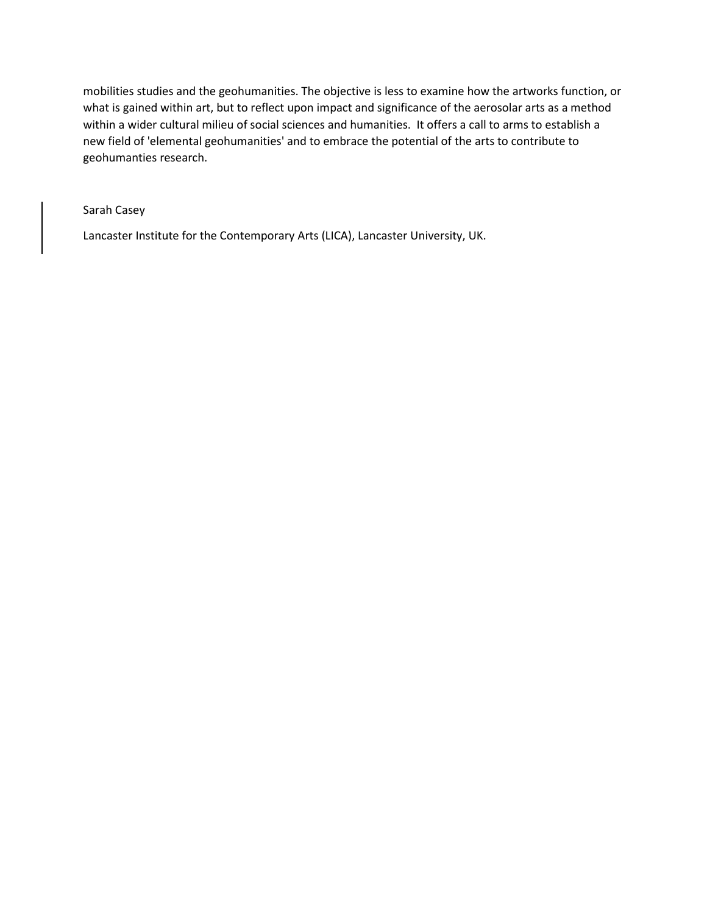mobilities studies and the geohumanities. The objective is less to examine how the artworks function, or what is gained within art, but to reflect upon impact and significance of the aerosolar arts as a method within a wider cultural milieu of social sciences and humanities.  It offers a call to arms to establish a new field of 'elemental geohumanities' and to embrace the potential of the arts to contribute to geohumanties research.

Sarah Casey

Lancaster Institute for the Contemporary Arts (LICA), Lancaster University, UK.